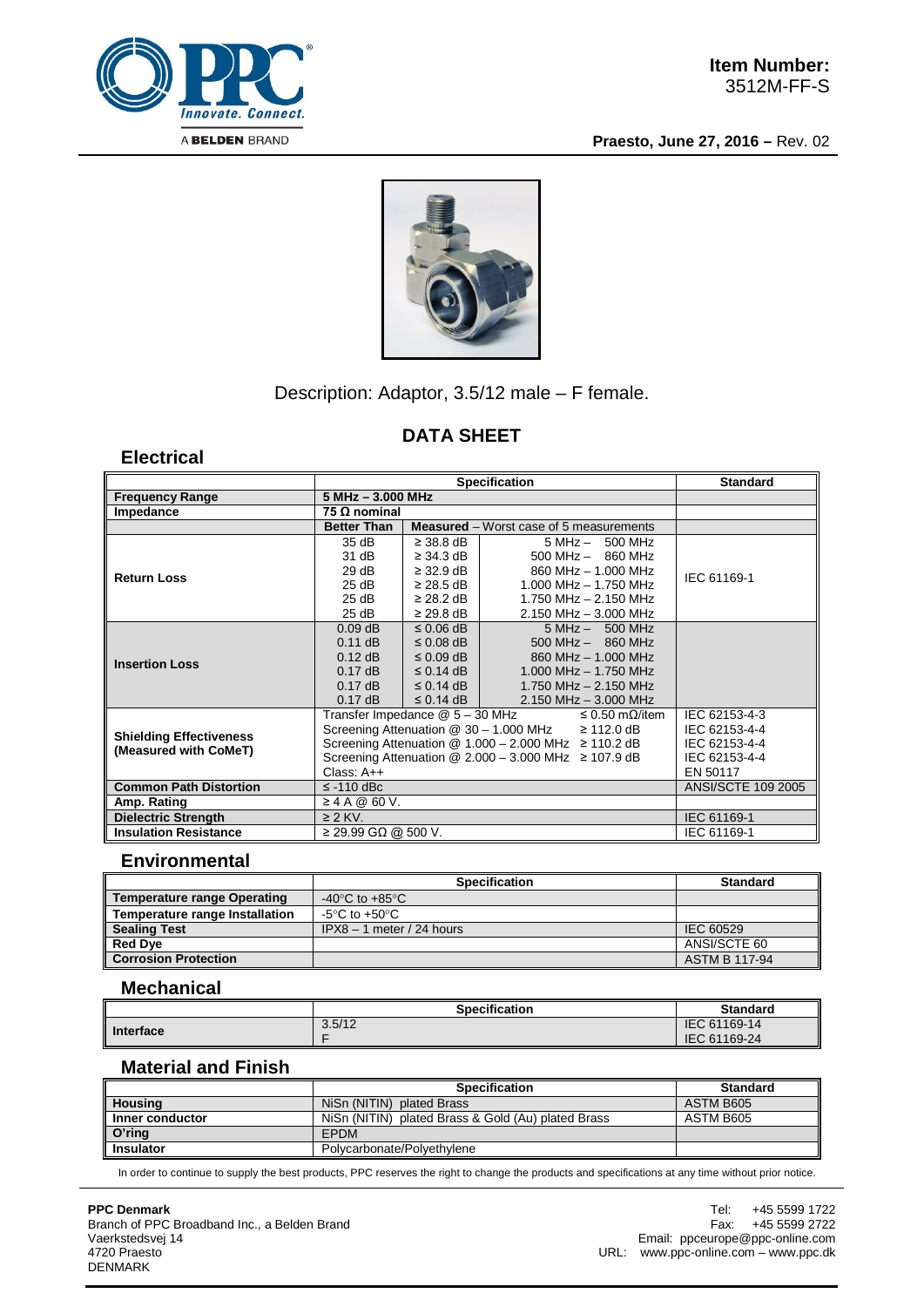**Item Number:**
3512M-FF-S

**Praesto, June 27, 2016 –** Rev. 02

Description: Adaptor, 3.5/12 male – F female.

## DATA SHEET

### Electrical

| | Specification | | | Standard |
|---|---|---|---|---|
| **Frequency Range** | **5 MHz – 3.000 MHz** | | | |
| **Impedance** | **75 Ω nominal** | | | |
| | **Better Than** | **Measured** – Worst case of 5 measurements | | |
| **Return Loss** | 35 dB | ≥ 38.8 dB | 5 MHz – 500 MHz | IEC 61169-1 |
| | 31 dB | ≥ 34.3 dB | 500 MHz – 860 MHz | |
| | 29 dB | ≥ 32.9 dB | 860 MHz – 1.000 MHz | |
| | 25 dB | ≥ 28.5 dB | 1.000 MHz – 1.750 MHz | |
| | 25 dB | ≥ 28.2 dB | 1.750 MHz – 2.150 MHz | |
| | 25 dB | ≥ 29.8 dB | 2.150 MHz – 3.000 MHz | |
| **Insertion Loss** | 0.09 dB | ≤ 0.06 dB | 5 MHz – 500 MHz | |
| | 0.11 dB | ≤ 0.08 dB | 500 MHz – 860 MHz | |
| | 0.12 dB | ≤ 0.09 dB | 860 MHz – 1.000 MHz | |
| | 0.17 dB | ≤ 0.14 dB | 1.000 MHz – 1.750 MHz | |
| | 0.17 dB | ≤ 0.14 dB | 1.750 MHz – 2.150 MHz | |
| | 0.17 dB | ≤ 0.14 dB | 2.150 MHz – 3.000 MHz | |
| **Shielding Effectiveness (Measured with CoMeT)** | Transfer Impedance @ 5 – 30 MHz ≤ 0.50 mΩ/item | | | IEC 62153-4-3 |
| | Screening Attenuation @ 30 – 1.000 MHz ≥ 112.0 dB | | | IEC 62153-4-4 |
| | Screening Attenuation @ 1.000 – 2.000 MHz ≥ 110.2 dB | | | IEC 62153-4-4 |
| | Screening Attenuation @ 2.000 – 3.000 MHz ≥ 107.9 dB | | | IEC 62153-4-4 |
| | Class: A++ | | | EN 50117 |
| **Common Path Distortion** | ≤ -110 dBc | | | ANSI/SCTE 109 2005 |
| **Amp. Rating** | ≥ 4 A @ 60 V. | | | |
| **Dielectric Strength** | ≥ 2 KV. | | | IEC 61169-1 |
| **Insulation Resistance** | ≥ 29.99 GΩ @ 500 V. | | | IEC 61169-1 |

### Environmental

| | Specification | Standard |
|---|---|---|
| **Temperature range Operating** | -40°C to +85°C | |
| **Temperature range Installation** | -5°C to +50°C | |
| **Sealing Test** | IPX8 – 1 meter / 24 hours | IEC 60529 |
| **Red Dye** | | ANSI/SCTE 60 |
| **Corrosion Protection** | | ASTM B 117-94 |

### Mechanical

| | Specification | Standard |
|---|---|---|
| **Interface** | 3.5/12<br>F | IEC 61169-14<br>IEC 61169-24 |

### Material and Finish

| | Specification | Standard |
|---|---|---|
| **Housing** | NiSn (NITIN) plated Brass | ASTM B605 |
| **Inner conductor** | NiSn (NITIN) plated Brass & Gold (Au) plated Brass | ASTM B605 |
| **O'ring** | EPDM | |
| **Insulator** | Polycarbonate/Polyethylene | |

In order to continue to supply the best products, PPC reserves the right to change the products and specifications at any time without prior notice.

**PPC Denmark**
Branch of PPC Broadband Inc., a Belden Brand
Vaerkstedsvej 14
4720 Praesto
DENMARK

Tel: +45 5599 1722
Fax: +45 5599 2722
Email: ppceurope@ppc-online.com
URL: www.ppc-online.com – www.ppc.dk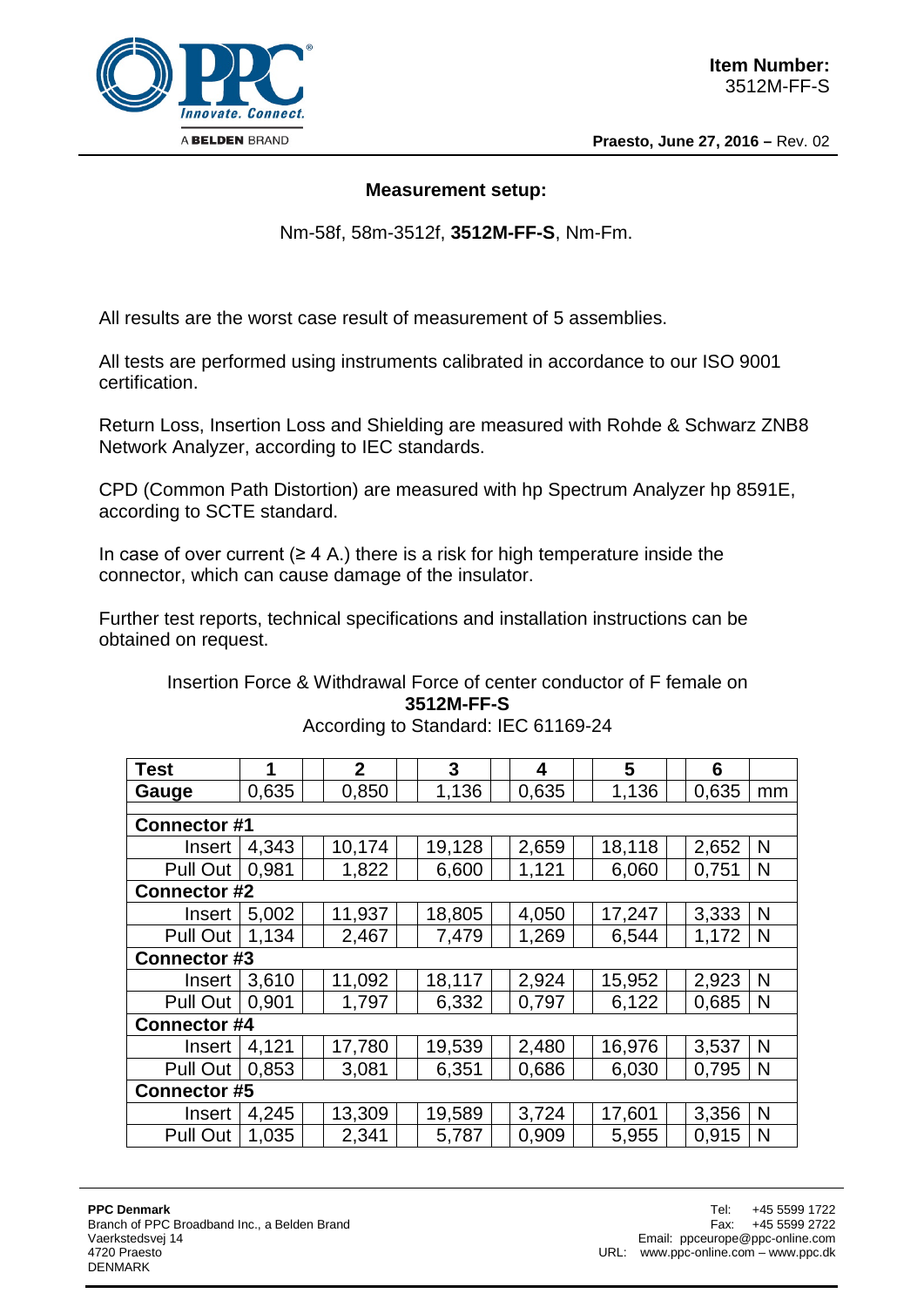**Item Number:**
3512M-FF-S

**Praesto, June 27, 2016 –** Rev. 02

## Measurement setup:

Nm-58f, 58m-3512f, **3512M-FF-S**, Nm-Fm.

All results are the worst case result of measurement of 5 assemblies.

All tests are performed using instruments calibrated in accordance to our ISO 9001 certification.

Return Loss, Insertion Loss and Shielding are measured with Rohde & Schwarz ZNB8 Network Analyzer, according to IEC standards.

CPD (Common Path Distortion) are measured with hp Spectrum Analyzer hp 8591E, according to SCTE standard.

In case of over current (≥ 4 A.) there is a risk for high temperature inside the connector, which can cause damage of the insulator.

Further test reports, technical specifications and installation instructions can be obtained on request.

Insertion Force & Withdrawal Force of center conductor of F female on **3512M-FF-S**
According to Standard: IEC 61169-24

| **Test** | **1** | **2** | **3** | **4** | **5** | **6** | |
|---|---|---|---|---|---|---|---|
| **Gauge** | 0,635 | 0,850 | 1,136 | 0,635 | 1,136 | 0,635 | mm |
| **Connector #1** | | | | | | | |
| Insert | 4,343 | 10,174 | 19,128 | 2,659 | 18,118 | 2,652 | N |
| Pull Out | 0,981 | 1,822 | 6,600 | 1,121 | 6,060 | 0,751 | N |
| **Connector #2** | | | | | | | |
| Insert | 5,002 | 11,937 | 18,805 | 4,050 | 17,247 | 3,333 | N |
| Pull Out | 1,134 | 2,467 | 7,479 | 1,269 | 6,544 | 1,172 | N |
| **Connector #3** | | | | | | | |
| Insert | 3,610 | 11,092 | 18,117 | 2,924 | 15,952 | 2,923 | N |
| Pull Out | 0,901 | 1,797 | 6,332 | 0,797 | 6,122 | 0,685 | N |
| **Connector #4** | | | | | | | |
| Insert | 4,121 | 17,780 | 19,539 | 2,480 | 16,976 | 3,537 | N |
| Pull Out | 0,853 | 3,081 | 6,351 | 0,686 | 6,030 | 0,795 | N |
| **Connector #5** | | | | | | | |
| Insert | 4,245 | 13,309 | 19,589 | 3,724 | 17,601 | 3,356 | N |
| Pull Out | 1,035 | 2,341 | 5,787 | 0,909 | 5,955 | 0,915 | N |

**PPC Denmark**
Branch of PPC Broadband Inc., a Belden Brand
Vaerkstedsvej 14
4720 Praesto
DENMARK

Tel: +45 5599 1722
Fax: +45 5599 2722
Email: ppceurope@ppc-online.com
URL: www.ppc-online.com – www.ppc.dk